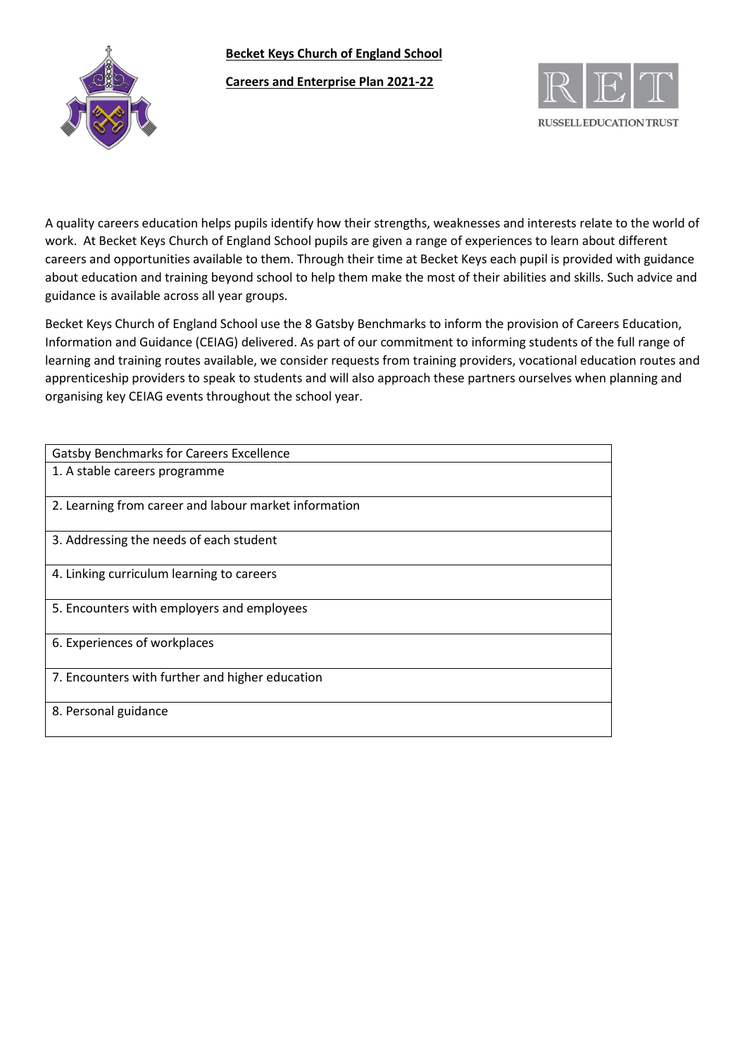**Becket Keys Church of England School**

**Careers and Enterprise Plan 2021-22**

RUSSELL EDUCATION TRUST

A quality careers education helps pupils identify how their strengths, weaknesses and interests relate to the world of work. At Becket Keys Church of England School pupils are given a range of experiences to learn about different careers and opportunities available to them. Through their time at Becket Keys each pupil is provided with guidance about education and training beyond school to help them make the most of their abilities and skills. Such advice and guidance is available across all year groups.

Becket Keys Church of England School use the 8 Gatsby Benchmarks to inform the provision of Careers Education, Information and Guidance (CEIAG) delivered. As part of our commitment to informing students of the full range of learning and training routes available, we consider requests from training providers, vocational education routes and apprenticeship providers to speak to students and will also approach these partners ourselves when planning and organising key CEIAG events throughout the school year.

| Gatsby Benchmarks for Careers Excellence |
| --- |
| 1. A stable careers programme |
| 2. Learning from career and labour market information |
| 3. Addressing the needs of each student |
| 4. Linking curriculum learning to careers |
| 5. Encounters with employers and employees |
| 6. Experiences of workplaces |
| 7. Encounters with further and higher education |
| 8. Personal guidance |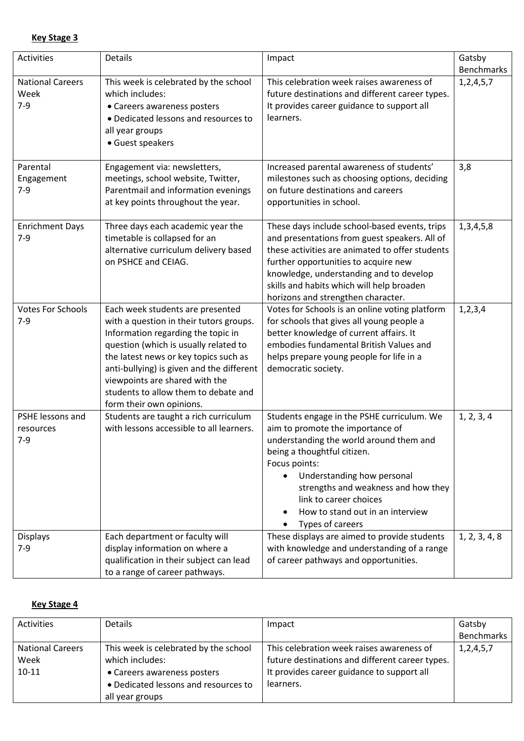**Key Stage 3**

| Activities | Details | Impact | Gatsby Benchmarks |
|---|---|---|---|
| National Careers Week 7-9 | This week is celebrated by the school which includes: <br>• Careers awareness posters <br>• Dedicated lessons and resources to all year groups <br>• Guest speakers | This celebration week raises awareness of future destinations and different career types. It provides career guidance to support all learners. | 1,2,4,5,7 |
| Parental Engagement 7-9 | Engagement via: newsletters, meetings, school website, Twitter, Parentmail and information evenings at key points throughout the year. | Increased parental awareness of students' milestones such as choosing options, deciding on future destinations and careers opportunities in school. | 3,8 |
| Enrichment Days 7-9 | Three days each academic year the timetable is collapsed for an alternative curriculum delivery based on PSHCE and CEIAG. | These days include school-based events, trips and presentations from guest speakers. All of these activities are animated to offer students further opportunities to acquire new knowledge, understanding and to develop skills and habits which will help broaden horizons and strengthen character. | 1,3,4,5,8 |
| Votes For Schools 7-9 | Each week students are presented with a question in their tutors groups. Information regarding the topic in question (which is usually related to the latest news or key topics such as anti-bullying) is given and the different viewpoints are shared with the students to allow them to debate and form their own opinions. | Votes for Schools is an online voting platform for schools that gives all young people a better knowledge of current affairs. It embodies fundamental British Values and helps prepare young people for life in a democratic society. | 1,2,3,4 |
| PSHE lessons and resources 7-9 | Students are taught a rich curriculum with lessons accessible to all learners. | Students engage in the PSHE curriculum. We aim to promote the importance of understanding the world around them and being a thoughtful citizen. <br>Focus points: <br>• Understanding how personal strengths and weakness and how they link to career choices <br>• How to stand out in an interview <br>• Types of careers | 1, 2, 3, 4 |
| Displays 7-9 | Each department or faculty will display information on where a qualification in their subject can lead to a range of career pathways. | These displays are aimed to provide students with knowledge and understanding of a range of career pathways and opportunities. | 1, 2, 3, 4, 8 |

**Key Stage 4**

| Activities | Details | Impact | Gatsby Benchmarks |
|---|---|---|---|
| National Careers Week 10-11 | This week is celebrated by the school which includes: <br>• Careers awareness posters <br>• Dedicated lessons and resources to all year groups | This celebration week raises awareness of future destinations and different career types. It provides career guidance to support all learners. | 1,2,4,5,7 |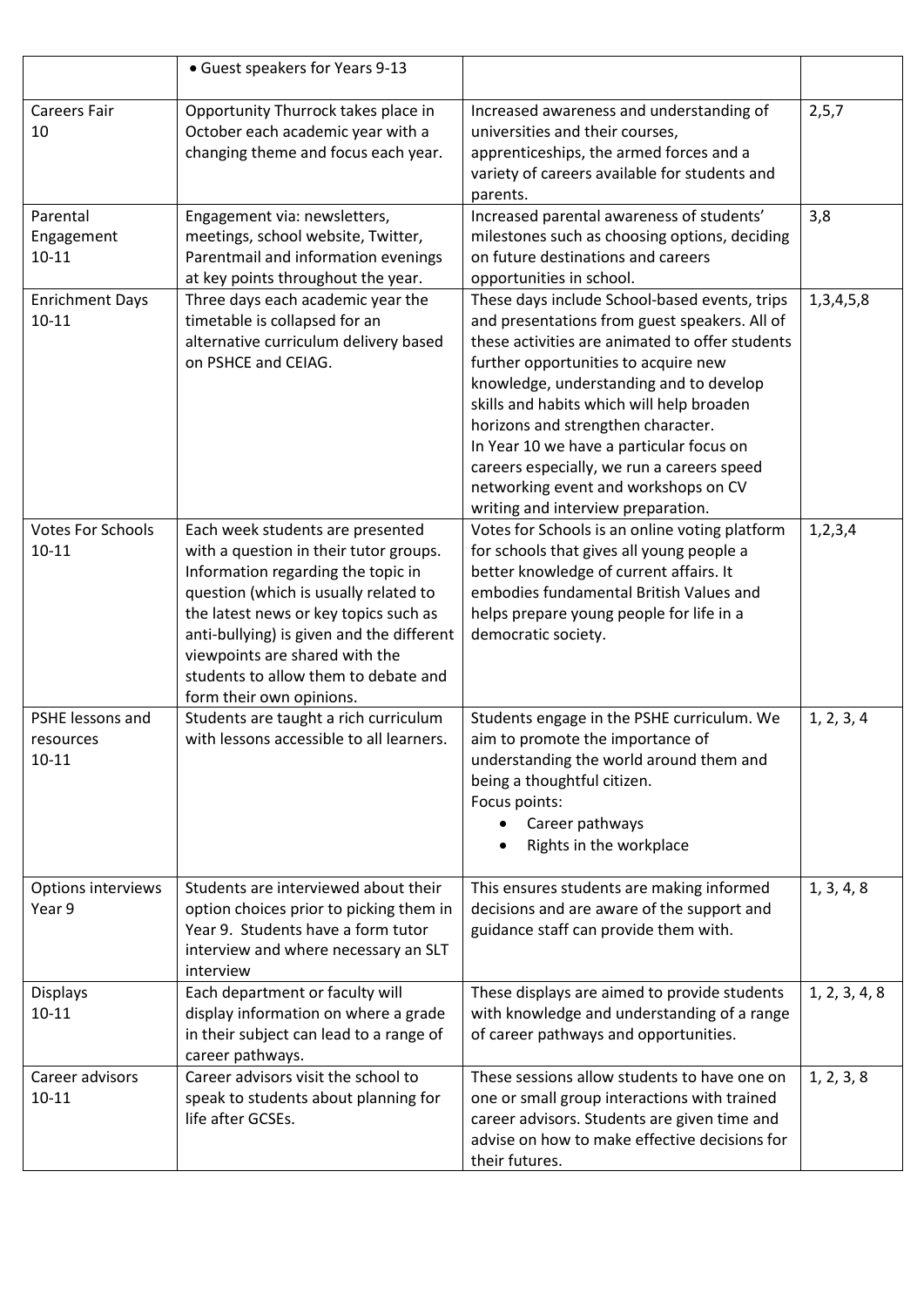| | | | |
|---|---|---|---|
| | • Guest speakers for Years 9-13 | | |
| Careers Fair<br>10 | Opportunity Thurrock takes place in October each academic year with a changing theme and focus each year. | Increased awareness and understanding of universities and their courses, apprenticeships, the armed forces and a variety of careers available for students and parents. | 2,5,7 |
| Parental Engagement<br>10-11 | Engagement via: newsletters, meetings, school website, Twitter, Parentmail and information evenings at key points throughout the year. | Increased parental awareness of students' milestones such as choosing options, deciding on future destinations and careers opportunities in school. | 3,8 |
| Enrichment Days<br>10-11 | Three days each academic year the timetable is collapsed for an alternative curriculum delivery based on PSHCE and CEIAG. | These days include School-based events, trips and presentations from guest speakers. All of these activities are animated to offer students further opportunities to acquire new knowledge, understanding and to develop skills and habits which will help broaden horizons and strengthen character.<br>In Year 10 we have a particular focus on careers especially, we run a careers speed networking event and workshops on CV writing and interview preparation. | 1,3,4,5,8 |
| Votes For Schools<br>10-11 | Each week students are presented with a question in their tutor groups. Information regarding the topic in question (which is usually related to the latest news or key topics such as anti-bullying) is given and the different viewpoints are shared with the students to allow them to debate and form their own opinions. | Votes for Schools is an online voting platform for schools that gives all young people a better knowledge of current affairs. It embodies fundamental British Values and helps prepare young people for life in a democratic society. | 1,2,3,4 |
| PSHE lessons and resources<br>10-11 | Students are taught a rich curriculum with lessons accessible to all learners. | Students engage in the PSHE curriculum. We aim to promote the importance of understanding the world around them and being a thoughtful citizen.<br>Focus points:<br>• Career pathways<br>• Rights in the workplace | 1, 2, 3, 4 |
| Options interviews<br>Year 9 | Students are interviewed about their option choices prior to picking them in Year 9. Students have a form tutor interview and where necessary an SLT interview | This ensures students are making informed decisions and are aware of the support and guidance staff can provide them with. | 1, 3, 4, 8 |
| Displays<br>10-11 | Each department or faculty will display information on where a grade in their subject can lead to a range of career pathways. | These displays are aimed to provide students with knowledge and understanding of a range of career pathways and opportunities. | 1, 2, 3, 4, 8 |
| Career advisors<br>10-11 | Career advisors visit the school to speak to students about planning for life after GCSEs. | These sessions allow students to have one on one or small group interactions with trained career advisors. Students are given time and advise on how to make effective decisions for their futures. | 1, 2, 3, 8 |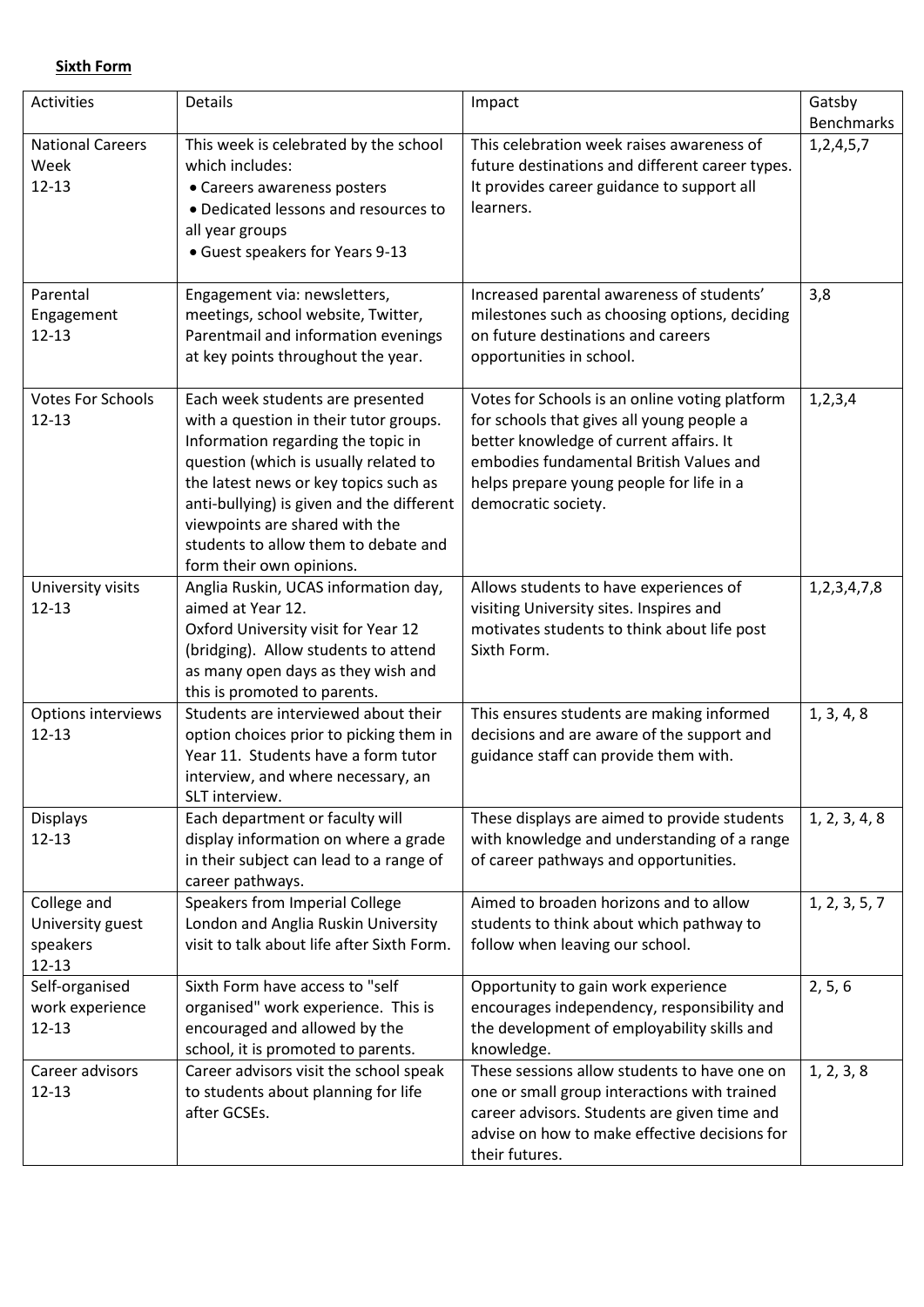**Sixth Form**

| Activities | Details | Impact | Gatsby Benchmarks |
|---|---|---|---|
| National Careers Week 12-13 | This week is celebrated by the school which includes:<br>• Careers awareness posters<br>• Dedicated lessons and resources to all year groups<br>• Guest speakers for Years 9-13 | This celebration week raises awareness of future destinations and different career types. It provides career guidance to support all learners. | 1,2,4,5,7 |
| Parental Engagement 12-13 | Engagement via: newsletters, meetings, school website, Twitter, Parentmail and information evenings at key points throughout the year. | Increased parental awareness of students' milestones such as choosing options, deciding on future destinations and careers opportunities in school. | 3,8 |
| Votes For Schools 12-13 | Each week students are presented with a question in their tutor groups. Information regarding the topic in question (which is usually related to the latest news or key topics such as anti-bullying) is given and the different viewpoints are shared with the students to allow them to debate and form their own opinions. | Votes for Schools is an online voting platform for schools that gives all young people a better knowledge of current affairs. It embodies fundamental British Values and helps prepare young people for life in a democratic society. | 1,2,3,4 |
| University visits 12-13 | Anglia Ruskin, UCAS information day, aimed at Year 12.<br>Oxford University visit for Year 12 (bridging). Allow students to attend as many open days as they wish and this is promoted to parents. | Allows students to have experiences of visiting University sites. Inspires and motivates students to think about life post Sixth Form. | 1,2,3,4,7,8 |
| Options interviews 12-13 | Students are interviewed about their option choices prior to picking them in Year 11. Students have a form tutor interview, and where necessary, an SLT interview. | This ensures students are making informed decisions and are aware of the support and guidance staff can provide them with. | 1, 3, 4, 8 |
| Displays 12-13 | Each department or faculty will display information on where a grade in their subject can lead to a range of career pathways. | These displays are aimed to provide students with knowledge and understanding of a range of career pathways and opportunities. | 1, 2, 3, 4, 8 |
| College and University guest speakers 12-13 | Speakers from Imperial College London and Anglia Ruskin University visit to talk about life after Sixth Form. | Aimed to broaden horizons and to allow students to think about which pathway to follow when leaving our school. | 1, 2, 3, 5, 7 |
| Self-organised work experience 12-13 | Sixth Form have access to "self organised" work experience. This is encouraged and allowed by the school, it is promoted to parents. | Opportunity to gain work experience encourages independency, responsibility and the development of employability skills and knowledge. | 2, 5, 6 |
| Career advisors 12-13 | Career advisors visit the school speak to students about planning for life after GCSEs. | These sessions allow students to have one on one or small group interactions with trained career advisors. Students are given time and advise on how to make effective decisions for their futures. | 1, 2, 3, 8 |